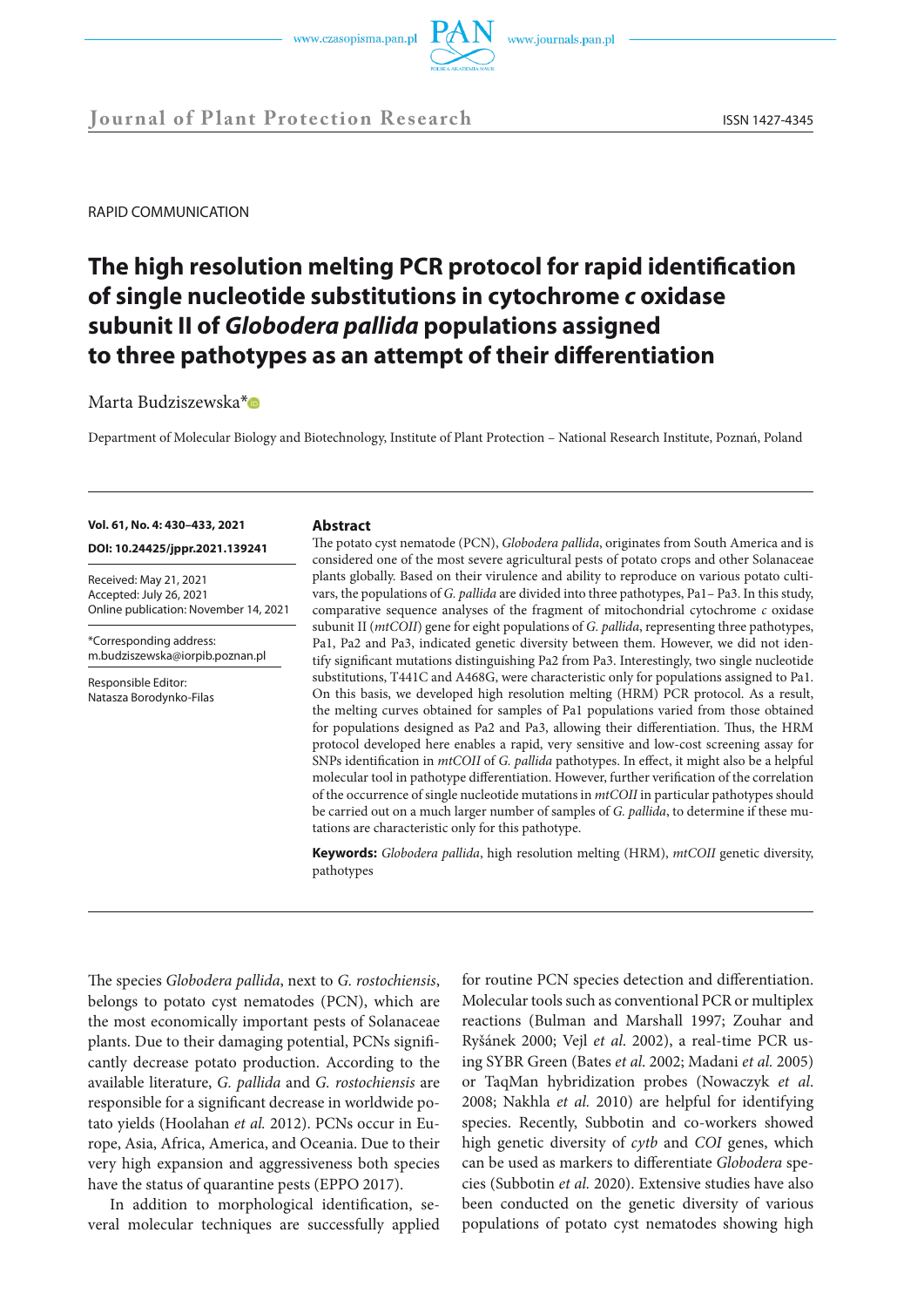RAPID COMMUNICATION

# The high resolution melting PCR protocol for rapid identification of single nucleotide substitutions in cytochrome *c* oxidase subunit II of *Globodera pallida* populations assigned to three pathotypes as an attempt of their differentiation

Marta Budziszewska*

Department of Molecular Biology and Biotechnology, Institute of Plant Protection – National Research Institute, Poznań, Poland

**Vol. 61, No. 4: 430–433, 2021**

**DOI: 10.24425/jppr.2021.139241**

Received: May 21, 2021
Accepted: July 26, 2021
Online publication: November 14, 2021

*Corresponding address:
m.budziszewska@iorpib.poznan.pl

Responsible Editor:
Natasza Borodynko-Filas

## Abstract

The potato cyst nematode (PCN), *Globodera pallida*, originates from South America and is considered one of the most severe agricultural pests of potato crops and other Solanaceae plants globally. Based on their virulence and ability to reproduce on various potato cultivars, the populations of *G. pallida* are divided into three pathotypes, Pa1– Pa3. In this study, comparative sequence analyses of the fragment of mitochondrial cytochrome *c* oxidase subunit II (*mtCOII*) gene for eight populations of *G. pallida*, representing three pathotypes, Pa1, Pa2 and Pa3, indicated genetic diversity between them. However, we did not identify significant mutations distinguishing Pa2 from Pa3. Interestingly, two single nucleotide substitutions, T441C and A468G, were characteristic only for populations assigned to Pa1. On this basis, we developed high resolution melting (HRM) PCR protocol. As a result, the melting curves obtained for samples of Pa1 populations varied from those obtained for populations designed as Pa2 and Pa3, allowing their differentiation. Thus, the HRM protocol developed here enables a rapid, very sensitive and low-cost screening assay for SNPs identification in *mtCOII* of *G. pallida* pathotypes. In effect, it might also be a helpful molecular tool in pathotype differentiation. However, further verification of the correlation of the occurrence of single nucleotide mutations in *mtCOII* in particular pathotypes should be carried out on a much larger number of samples of *G. pallida*, to determine if these mutations are characteristic only for this pathotype.

**Keywords:** *Globodera pallida*, high resolution melting (HRM), *mtCOII* genetic diversity, pathotypes

The species *Globodera pallida*, next to *G. rostochiensis*, belongs to potato cyst nematodes (PCN), which are the most economically important pests of Solanaceae plants. Due to their damaging potential, PCNs significantly decrease potato production. According to the available literature, *G. pallida* and *G. rostochiensis* are responsible for a significant decrease in worldwide potato yields (Hoolahan *et al.* 2012). PCNs occur in Europe, Asia, Africa, America, and Oceania. Due to their very high expansion and aggressiveness both species have the status of quarantine pests (EPPO 2017).

In addition to morphological identification, several molecular techniques are successfully applied for routine PCN species detection and differentiation. Molecular tools such as conventional PCR or multiplex reactions (Bulman and Marshall 1997; Zouhar and Ryšánek 2000; Vejl *et al.* 2002), a real-time PCR using SYBR Green (Bates *et al.* 2002; Madani *et al.* 2005) or TaqMan hybridization probes (Nowaczyk *et al.* 2008; Nakhla *et al.* 2010) are helpful for identifying species. Recently, Subbotin and co-workers showed high genetic diversity of *cytb* and *COI* genes, which can be used as markers to differentiate *Globodera* species (Subbotin *et al.* 2020). Extensive studies have also been conducted on the genetic diversity of various populations of potato cyst nematodes showing high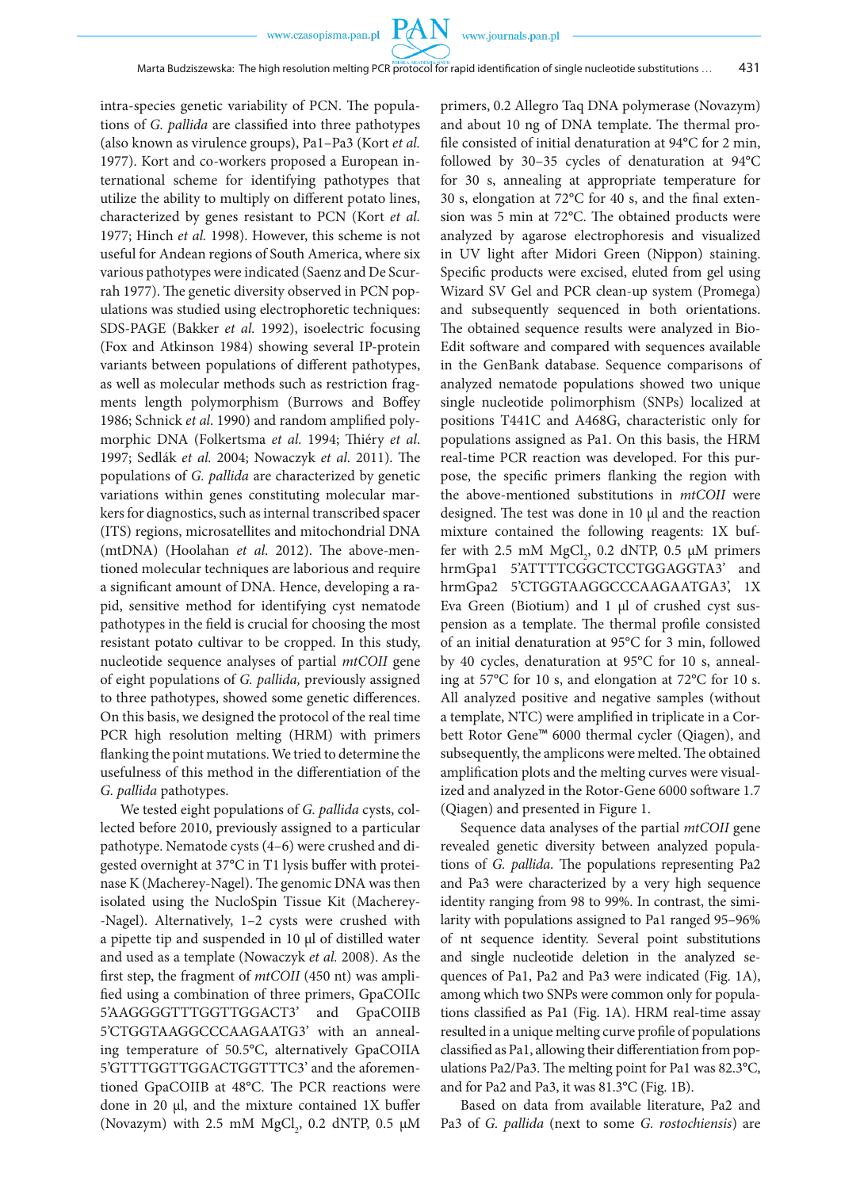intra-species genetic variability of PCN. The populations of *G. pallida* are classified into three pathotypes (also known as virulence groups), Pa1–Pa3 (Kort *et al.* 1977). Kort and co-workers proposed a European international scheme for identifying pathotypes that utilize the ability to multiply on different potato lines, characterized by genes resistant to PCN (Kort *et al.* 1977; Hinch *et al.* 1998). However, this scheme is not useful for Andean regions of South America, where six various pathotypes were indicated (Saenz and De Scurrah 1977). The genetic diversity observed in PCN populations was studied using electrophoretic techniques: SDS-PAGE (Bakker *et al.* 1992), isoelectric focusing (Fox and Atkinson 1984) showing several IP-protein variants between populations of different pathotypes, as well as molecular methods such as restriction fragments length polymorphism (Burrows and Boffey 1986; Schnick *et al*. 1990) and random amplified polymorphic DNA (Folkertsma *et al.* 1994; Thiéry *et al.* 1997; Sedlák *et al.* 2004; Nowaczyk *et al.* 2011). The populations of *G. pallida* are characterized by genetic variations within genes constituting molecular markers for diagnostics, such as internal transcribed spacer (ITS) regions, microsatellites and mitochondrial DNA (mtDNA) (Hoolahan *et al.* 2012). The above-mentioned molecular techniques are laborious and require a significant amount of DNA. Hence, developing a rapid, sensitive method for identifying cyst nematode pathotypes in the field is crucial for choosing the most resistant potato cultivar to be cropped. In this study, nucleotide sequence analyses of partial *mtCOII* gene of eight populations of *G. pallida,* previously assigned to three pathotypes, showed some genetic differences. On this basis, we designed the protocol of the real time PCR high resolution melting (HRM) with primers flanking the point mutations. We tried to determine the usefulness of this method in the differentiation of the *G. pallida* pathotypes.

We tested eight populations of *G. pallida* cysts, collected before 2010, previously assigned to a particular pathotype. Nematode cysts (4–6) were crushed and digested overnight at 37°C in T1 lysis buffer with proteinase K (Macherey-Nagel). The genomic DNA was then isolated using the NucloSpin Tissue Kit (Macherey--Nagel). Alternatively, 1–2 cysts were crushed with a pipette tip and suspended in 10 µl of distilled water and used as a template (Nowaczyk *et al.* 2008). As the first step, the fragment of *mtCOII* (450 nt) was amplified using a combination of three primers, GpaCOIIc 5'AAGGGGTTTGGTTGGACT3' and GpaCOIIB 5'CTGGTAAGGCCCAAGAATG3' with an annealing temperature of 50.5°C, alternatively GpaCOIIA 5'GTTTGGTTGGACTGGTTTC3' and the aforementioned GpaCOIIB at 48°C. The PCR reactions were done in 20 µl, and the mixture contained 1X buffer (Novazym) with 2.5 mM $MgCl_2$, 0.2 dNTP, 0.5 µM primers, 0.2 Allegro Taq DNA polymerase (Novazym) and about 10 ng of DNA template. The thermal profile consisted of initial denaturation at 94°C for 2 min, followed by 30–35 cycles of denaturation at 94°C for 30 s, annealing at appropriate temperature for 30 s, elongation at 72°C for 40 s, and the final extension was 5 min at 72°C. The obtained products were analyzed by agarose electrophoresis and visualized in UV light after Midori Green (Nippon) staining. Specific products were excised, eluted from gel using Wizard SV Gel and PCR clean-up system (Promega) and subsequently sequenced in both orientations. The obtained sequence results were analyzed in BioEdit software and compared with sequences available in the GenBank database. Sequence comparisons of analyzed nematode populations showed two unique single nucleotide polimorphism (SNPs) localized at positions T441C and A468G, characteristic only for populations assigned as Pa1. On this basis, the HRM real-time PCR reaction was developed. For this purpose, the specific primers flanking the region with the above-mentioned substitutions in *mtCOII* were designed. The test was done in 10 µl and the reaction mixture contained the following reagents: 1X buffer with 2.5 mM $MgCl_2$, 0.2 dNTP, 0.5 µM primers hrmGpa1 5'ATTTTCGGCTCCTGGAGGTA3' and hrmGpa2 5'CTGGTAAGGCCCAAGAATGA3', 1X Eva Green (Biotium) and 1 µl of crushed cyst suspension as a template. The thermal profile consisted of an initial denaturation at 95°C for 3 min, followed by 40 cycles, denaturation at 95°C for 10 s, annealing at 57°C for 10 s, and elongation at 72°C for 10 s. All analyzed positive and negative samples (without a template, NTC) were amplified in triplicate in a Corbett Rotor Gene™ 6000 thermal cycler (Qiagen), and subsequently, the amplicons were melted. The obtained amplification plots and the melting curves were visualized and analyzed in the Rotor-Gene 6000 software 1.7 (Qiagen) and presented in Figure 1.

Sequence data analyses of the partial *mtCOII* gene revealed genetic diversity between analyzed populations of *G. pallida*. The populations representing Pa2 and Pa3 were characterized by a very high sequence identity ranging from 98 to 99%. In contrast, the similarity with populations assigned to Pa1 ranged 95–96% of nt sequence identity. Several point substitutions and single nucleotide deletion in the analyzed sequences of Pa1, Pa2 and Pa3 were indicated (Fig. 1A), among which two SNPs were common only for populations classified as Pa1 (Fig. 1A). HRM real-time assay resulted in a unique melting curve profile of populations classified as Pa1, allowing their differentiation from populations Pa2/Pa3. The melting point for Pa1 was 82.3°C, and for Pa2 and Pa3, it was 81.3°C (Fig. 1B).

Based on data from available literature, Pa2 and Pa3 of *G. pallida* (next to some *G. rostochiensis*) are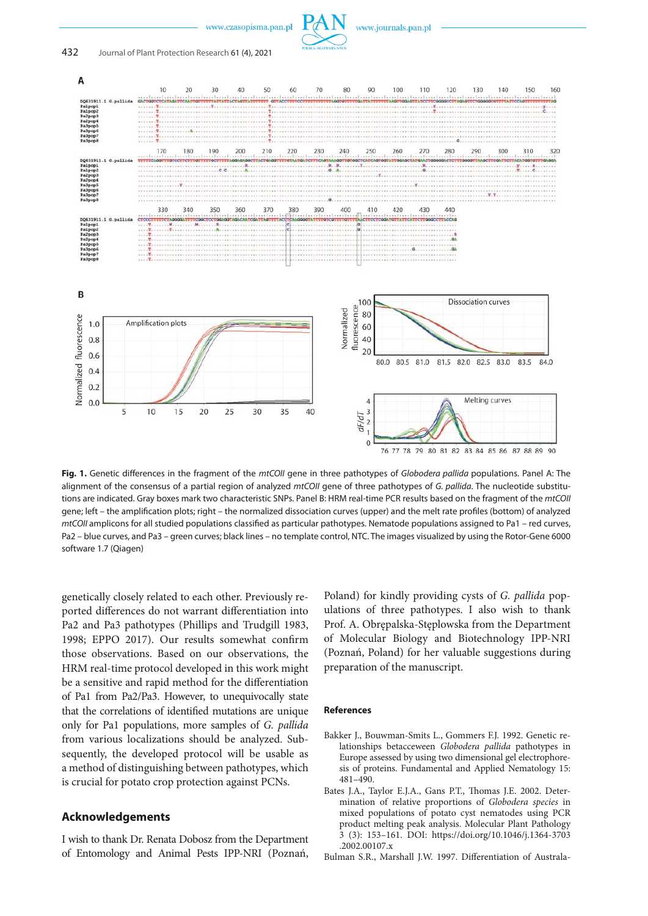A

B

Amplification plots

Normalized fluorescence

1.0
0.8
0.6
0.4
0.2
0.0

5 10 15 20 25 30 35 40

Dissociation curves

Normalized fluorescence

100
80
60
40
20

80.0 80.5 81.0 81.5 82.0 82.5 83.0 83.5 84.0

Melting curves

dF/dT

4
3
2
1
0

76 77 78 79 80 81 82 83 84 85 86 87 88 89 90

**Fig. 1.** Genetic differences in the fragment of the *mtCOII* gene in three pathotypes of *Globodera pallida* populations. Panel A: The alignment of the consensus of a partial region of analyzed *mtCOII* gene of three pathotypes of *G. pallida*. The nucleotide substitutions are indicated. Gray boxes mark two characteristic SNPs. Panel B: HRM real-time PCR results based on the fragment of the *mtCOII* gene; left – the amplification plots; right – the normalized dissociation curves (upper) and the melt rate profiles (bottom) of analyzed *mtCOII* amplicons for all studied populations classified as particular pathotypes. Nematode populations assigned to Pa1 – red curves, Pa2 – blue curves, and Pa3 – green curves; black lines – no template control, NTC. The images visualized by using the Rotor-Gene 6000 software 1.7 (Qiagen)

genetically closely related to each other. Previously reported differences do not warrant differentiation into Pa2 and Pa3 pathotypes (Phillips and Trudgill 1983, 1998; EPPO 2017). Our results somewhat confirm those observations. Based on our observations, the HRM real-time protocol developed in this work might be a sensitive and rapid method for the differentiation of Pa1 from Pa2/Pa3. However, to unequivocally state that the correlations of identified mutations are unique only for Pa1 populations, more samples of *G. pallida* from various localizations should be analyzed. Subsequently, the developed protocol will be usable as a method of distinguishing between pathotypes, which is crucial for potato crop protection against PCNs.

## Acknowledgements

I wish to thank Dr. Renata Dobosz from the Department of Entomology and Animal Pests IPP-NRI (Poznań, Poland) for kindly providing cysts of *G. pallida* populations of three pathotypes. I also wish to thank Prof. A. Obrępalska-Stęplowska from the Department of Molecular Biology and Biotechnology IPP-NRI (Poznań, Poland) for her valuable suggestions during preparation of the manuscript.

## References

Bakker J., Bouwman-Smits L., Gommers F.J. 1992. Genetic relationships betacceween *Globodera pallida* pathotypes in Europe assessed by using two dimensional gel electrophoresis of proteins. Fundamental and Applied Nematology 15: 481–490.

Bates J.A., Taylor E.J.A., Gans P.T., Thomas J.E. 2002. Determination of relative proportions of *Globodera species* in mixed populations of potato cyst nematodes using PCR product melting peak analysis. Molecular Plant Pathology 3 (3): 153–161. DOI: https://doi.org/10.1046/j.1364-3703.2002.00107.x

Bulman S.R., Marshall J.W. 1997. Differentiation of Australa-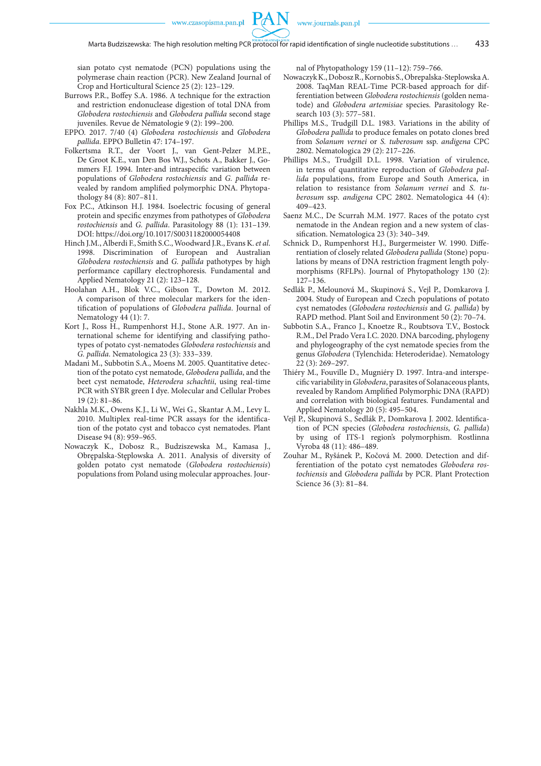sian potato cyst nematode (PCN) populations using the polymerase chain reaction (PCR). New Zealand Journal of Crop and Horticultural Science 25 (2): 123–129.

Burrows P.R., Boffey S.A. 1986. A technique for the extraction and restriction endonuclease digestion of total DNA from *Globodera rostochiensis* and *Globodera pallida* second stage juveniles. Revue de Nématologie 9 (2): 199–200.

EPPO. 2017. 7/40 (4) *Globodera rostochiensis* and *Globodera pallida*. EPPO Bulletin 47: 174–197.

Folkertsma R.T., der Voort J., van Gent-Pelzer M.P.E., De Groot K.E., van Den Bos W.J., Schots A., Bakker J., Gommers F.J. 1994. Inter-and intraspecific variation between populations of *Globodera rostochiensis* and *G. pallida* revealed by random amplified polymorphic DNA. Phytopathology 84 (8): 807–811.

Fox P.C., Atkinson H.J. 1984. Isoelectric focusing of general protein and specific enzymes from pathotypes of *Globodera rostochiensis* and *G. pallida*. Parasitology 88 (1): 131–139. DOI: https://doi.org/10.1017/S0031182000054408

Hinch J.M., Alberdi F., Smith S.C., Woodward J.R., Evans K. *et al*. 1998. Discrimination of European and Australian *Globodera rostochiensis* and *G. pallida* pathotypes by high performance capillary electrophoresis. Fundamental and Applied Nematology 21 (2): 123–128.

Hoolahan A.H., Blok V.C., Gibson T., Dowton M. 2012. A comparison of three molecular markers for the identification of populations of *Globodera pallida*. Journal of Nematology 44 (1): 7.

Kort J., Ross H., Rumpenhorst H.J., Stone A.R. 1977. An international scheme for identifying and classifying pathotypes of potato cyst-nematodes *Globodera rostochiensis* and *G. pallida*. Nematologica 23 (3): 333–339.

Madani M., Subbotin S.A., Moens M. 2005. Quantitative detection of the potato cyst nematode, *Globodera pallida*, and the beet cyst nematode, *Heterodera schachtii*, using real-time PCR with SYBR green I dye. Molecular and Cellular Probes 19 (2): 81–86.

Nakhla M.K., Owens K.J., Li W., Wei G., Skantar A.M., Levy L. 2010. Multiplex real-time PCR assays for the identification of the potato cyst and tobacco cyst nematodes. Plant Disease 94 (8): 959–965.

Nowaczyk K., Dobosz R., Budziszewska M., Kamasa J., Obręp­alska-Stęplowska A. 2011. Analysis of diversity of golden potato cyst nematode (*Globodera rostochiensis*) populations from Poland using molecular approaches. Journal of Phytopathology 159 (11–12): 759–766.

Nowaczyk K., Dobosz R., Kornobis S., Obrepalska-Steplowska A. 2008. TaqMan REAL-Time PCR-based approach for differentiation between *Globodera rostochiensis* (golden nematode) and *Globodera artemisiae* species. Parasitology Research 103 (3): 577–581.

Phillips M.S., Trudgill D.L. 1983. Variations in the ability of *Globodera pallida* to produce females on potato clones bred from *Solanum vernei* or *S. tuberosum* ssp. *andigena* CPC 2802. Nematologica 29 (2): 217–226.

Phillips M.S., Trudgill D.L. 1998. Variation of virulence, in terms of quantitative reproduction of *Globodera pallida* populations, from Europe and South America, in relation to resistance from *Solanum vernei* and *S. tuberosum* ssp. *andigena* CPC 2802. Nematologica 44 (4): 409–423.

Saenz M.C., De Scurrah M.M. 1977. Races of the potato cyst nematode in the Andean region and a new system of classification. Nematologica 23 (3): 340–349.

Schnick D., Rumpenhorst H.J., Burgermeister W. 1990. Differentiation of closely related *Globodera pallida* (Stone) populations by means of DNA restriction fragment length polymorphisms (RFLPs). Journal of Phytopathology 130 (2): 127–136.

Sedlák P., Melounová M., Skupinová S., Vejl P., Domkarova J. 2004. Study of European and Czech populations of potato cyst nematodes (*Globodera rostochiensis* and *G. pallida*) by RAPD method. Plant Soil and Environment 50 (2): 70–74.

Subbotin S.A., Franco J., Knoetze R., Roubtsova T.V., Bostock R.M., Del Prado Vera I.C. 2020. DNA barcoding, phylogeny and phylogeography of the cyst nematode species from the genus *Globodera* (Tylenchida: Heteroderidae). Nematology 22 (3): 269–297.

Thiéry M., Fouville D., Mugniéry D. 1997. Intra-and interspecific variability in *Globodera*, parasites of Solanaceous plants, revealed by Random Amplified Polymorphic DNA (RAPD) and correlation with biological features. Fundamental and Applied Nematology 20 (5): 495–504.

Vejl P., Skupinová S., Sedlák P., Domkarova J. 2002. Identification of PCN species (*Globodera rostochiensis*, *G. pallida*) by using of ITS-1 region's polymorphism. Rostlinna Vyroba 48 (11): 486–489.

Zouhar M., Ryšánek P., Kočová M. 2000. Detection and differentiation of the potato cyst nematodes *Globodera rostochiensis* and *Globodera pallida* by PCR. Plant Protection Science 36 (3): 81–84.